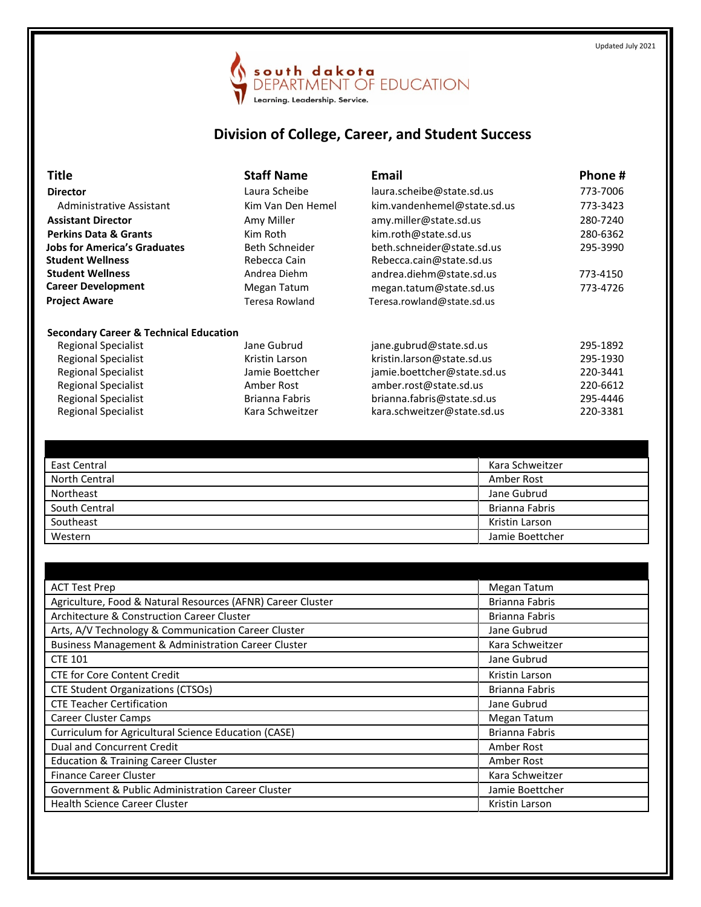Updated July 2021

south dakota DEPARTMENT OF EDUCATION
Learning. Leadership. Service.

# Division of College, Career, and Student Success

| Title | Staff Name | Email | Phone # |
|---|---|---|---|
| **Director** | Laura Scheibe | laura.scheibe@state.sd.us | 773-7006 |
| Administrative Assistant | Kim Van Den Hemel | kim.vandenhemel@state.sd.us | 773-3423 |
| **Assistant Director** | Amy Miller | amy.miller@state.sd.us | 280-7240 |
| **Perkins Data & Grants** | Kim Roth | kim.roth@state.sd.us | 280-6362 |
| **Jobs for America's Graduates** | Beth Schneider | beth.schneider@state.sd.us | 295-3990 |
| **Student Wellness** | Rebecca Cain | Rebecca.cain@state.sd.us | |
| **Student Wellness** | Andrea Diehm | andrea.diehm@state.sd.us | 773-4150 |
| **Career Development** | Megan Tatum | megan.tatum@state.sd.us | 773-4726 |
| **Project Aware** | Teresa Rowland | Teresa.rowland@state.sd.us | |
| **Secondary Career & Technical Education** | | | |
| Regional Specialist | Jane Gubrud | jane.gubrud@state.sd.us | 295-1892 |
| Regional Specialist | Kristin Larson | kristin.larson@state.sd.us | 295-1930 |
| Regional Specialist | Jamie Boettcher | jamie.boettcher@state.sd.us | 220-3441 |
| Regional Specialist | Amber Rost | amber.rost@state.sd.us | 220-6612 |
| Regional Specialist | Brianna Fabris | brianna.fabris@state.sd.us | 295-4446 |
| Regional Specialist | Kara Schweitzer | kara.schweitzer@state.sd.us | 220-3381 |

| | |
|---|---|
| East Central | Kara Schweitzer |
| North Central | Amber Rost |
| Northeast | Jane Gubrud |
| South Central | Brianna Fabris |
| Southeast | Kristin Larson |
| Western | Jamie Boettcher |

| | |
|---|---|
| ACT Test Prep | Megan Tatum |
| Agriculture, Food & Natural Resources (AFNR) Career Cluster | Brianna Fabris |
| Architecture & Construction Career Cluster | Brianna Fabris |
| Arts, A/V Technology & Communication Career Cluster | Jane Gubrud |
| Business Management & Administration Career Cluster | Kara Schweitzer |
| CTE 101 | Jane Gubrud |
| CTE for Core Content Credit | Kristin Larson |
| CTE Student Organizations (CTSOs) | Brianna Fabris |
| CTE Teacher Certification | Jane Gubrud |
| Career Cluster Camps | Megan Tatum |
| Curriculum for Agricultural Science Education (CASE) | Brianna Fabris |
| Dual and Concurrent Credit | Amber Rost |
| Education & Training Career Cluster | Amber Rost |
| Finance Career Cluster | Kara Schweitzer |
| Government & Public Administration Career Cluster | Jamie Boettcher |
| Health Science Career Cluster | Kristin Larson |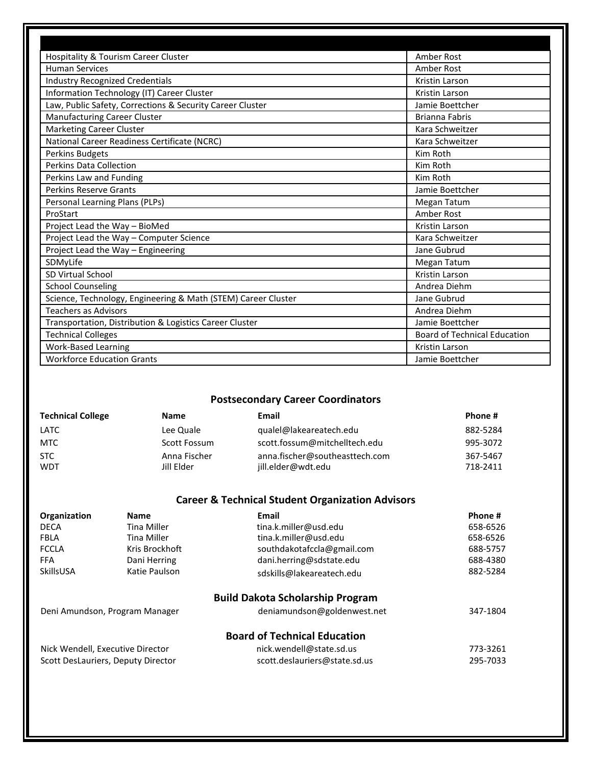| | |
|---|---|
| Hospitality & Tourism Career Cluster | Amber Rost |
| Human Services | Amber Rost |
| Industry Recognized Credentials | Kristin Larson |
| Information Technology (IT) Career Cluster | Kristin Larson |
| Law, Public Safety, Corrections & Security Career Cluster | Jamie Boettcher |
| Manufacturing Career Cluster | Brianna Fabris |
| Marketing Career Cluster | Kara Schweitzer |
| National Career Readiness Certificate (NCRC) | Kara Schweitzer |
| Perkins Budgets | Kim Roth |
| Perkins Data Collection | Kim Roth |
| Perkins Law and Funding | Kim Roth |
| Perkins Reserve Grants | Jamie Boettcher |
| Personal Learning Plans (PLPs) | Megan Tatum |
| ProStart | Amber Rost |
| Project Lead the Way – BioMed | Kristin Larson |
| Project Lead the Way – Computer Science | Kara Schweitzer |
| Project Lead the Way – Engineering | Jane Gubrud |
| SDMyLife | Megan Tatum |
| SD Virtual School | Kristin Larson |
| School Counseling | Andrea Diehm |
| Science, Technology, Engineering & Math (STEM) Career Cluster | Jane Gubrud |
| Teachers as Advisors | Andrea Diehm |
| Transportation, Distribution & Logistics Career Cluster | Jamie Boettcher |
| Technical Colleges | Board of Technical Education |
| Work-Based Learning | Kristin Larson |
| Workforce Education Grants | Jamie Boettcher |

## Postsecondary Career Coordinators

| Technical College | Name | Email | Phone # |
|---|---|---|---|
| LATC | Lee Quale | qualel@lakeareatech.edu | 882-5284 |
| MTC | Scott Fossum | scott.fossum@mitchelltech.edu | 995-3072 |
| STC | Anna Fischer | anna.fischer@southeasttech.com | 367-5467 |
| WDT | Jill Elder | jill.elder@wdt.edu | 718-2411 |

## Career & Technical Student Organization Advisors

| Organization | Name | Email | Phone # |
|---|---|---|---|
| DECA | Tina Miller | tina.k.miller@usd.edu | 658-6526 |
| FBLA | Tina Miller | tina.k.miller@usd.edu | 658-6526 |
| FCCLA | Kris Brockhoft | southdakotafccla@gmail.com | 688-5757 |
| FFA | Dani Herring | dani.herring@sdstate.edu | 688-4380 |
| SkillsUSA | Katie Paulson | sdskills@lakeareatech.edu | 882-5284 |

## Build Dakota Scholarship Program

| | | |
|---|---|---|
| Deni Amundson, Program Manager | deniamundson@goldenwest.net | 347-1804 |

## Board of Technical Education

| | | |
|---|---|---|
| Nick Wendell, Executive Director | nick.wendell@state.sd.us | 773-3261 |
| Scott DesLauriers, Deputy Director | scott.deslauriers@state.sd.us | 295-7033 |